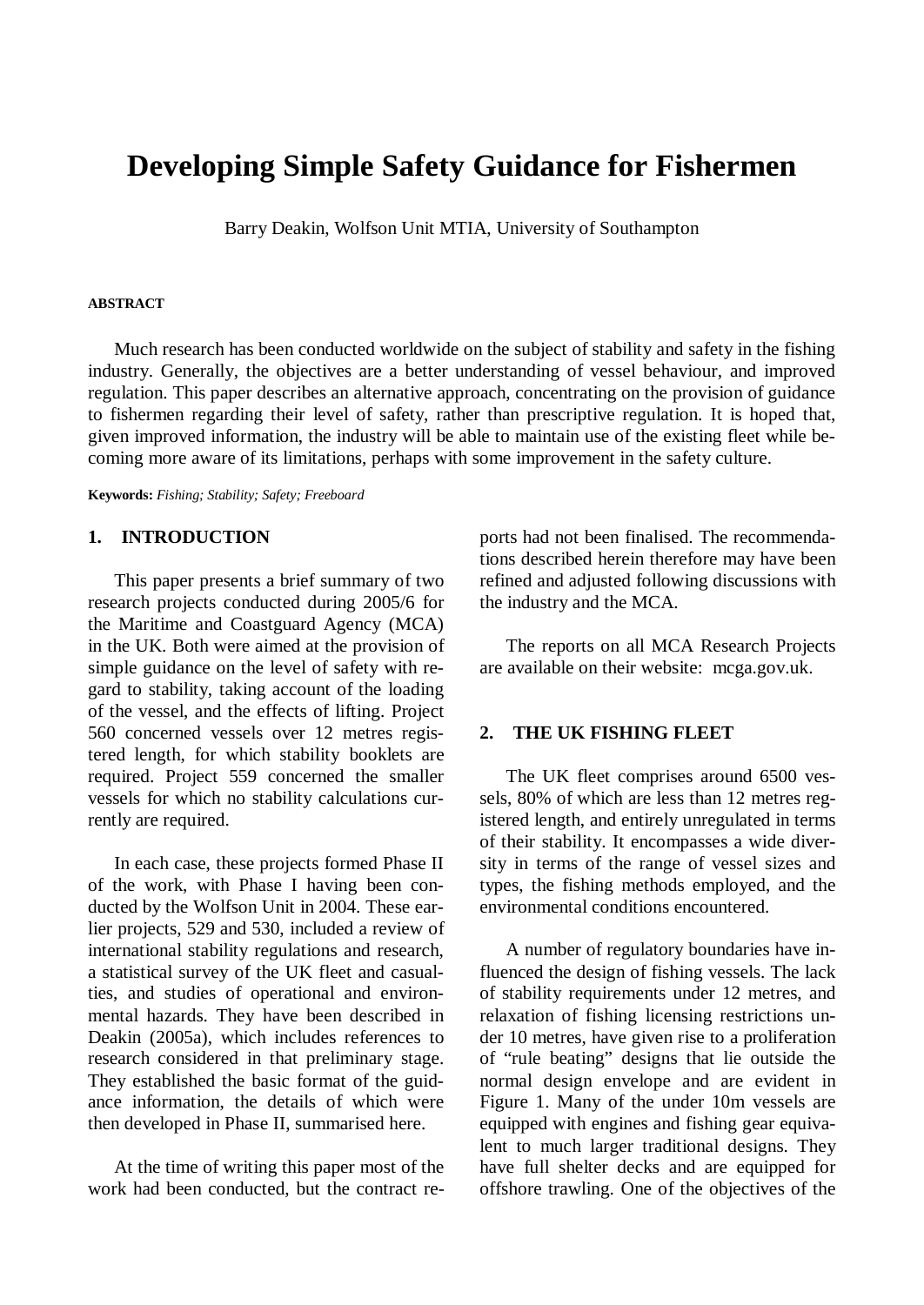# Developing Simple Safety Guidance for Fishermen

Barry Deakin, Wolfson Unit MTIA, University of Southampton

**ABSTRACT**

Much research has been conducted worldwide on the subject of stability and safety in the fishing industry. Generally, the objectives are a better understanding of vessel behaviour, and improved regulation. This paper describes an alternative approach, concentrating on the provision of guidance to fishermen regarding their level of safety, rather than prescriptive regulation. It is hoped that, given improved information, the industry will be able to maintain use of the existing fleet while becoming more aware of its limitations, perhaps with some improvement in the safety culture.

**Keywords:** *Fishing; Stability; Safety; Freeboard*

## 1. INTRODUCTION

This paper presents a brief summary of two research projects conducted during 2005/6 for the Maritime and Coastguard Agency (MCA) in the UK. Both were aimed at the provision of simple guidance on the level of safety with regard to stability, taking account of the loading of the vessel, and the effects of lifting. Project 560 concerned vessels over 12 metres registered length, for which stability booklets are required. Project 559 concerned the smaller vessels for which no stability calculations currently are required.

In each case, these projects formed Phase II of the work, with Phase I having been conducted by the Wolfson Unit in 2004. These earlier projects, 529 and 530, included a review of international stability regulations and research, a statistical survey of the UK fleet and casualties, and studies of operational and environmental hazards. They have been described in Deakin (2005a), which includes references to research considered in that preliminary stage. They established the basic format of the guidance information, the details of which were then developed in Phase II, summarised here.

At the time of writing this paper most of the work had been conducted, but the contract reports had not been finalised. The recommendations described herein therefore may have been refined and adjusted following discussions with the industry and the MCA.

The reports on all MCA Research Projects are available on their website: mcga.gov.uk.

## 2. THE UK FISHING FLEET

The UK fleet comprises around 6500 vessels, 80% of which are less than 12 metres registered length, and entirely unregulated in terms of their stability. It encompasses a wide diversity in terms of the range of vessel sizes and types, the fishing methods employed, and the environmental conditions encountered.

A number of regulatory boundaries have influenced the design of fishing vessels. The lack of stability requirements under 12 metres, and relaxation of fishing licensing restrictions under 10 metres, have given rise to a proliferation of "rule beating" designs that lie outside the normal design envelope and are evident in Figure 1. Many of the under 10m vessels are equipped with engines and fishing gear equivalent to much larger traditional designs. They have full shelter decks and are equipped for offshore trawling. One of the objectives of the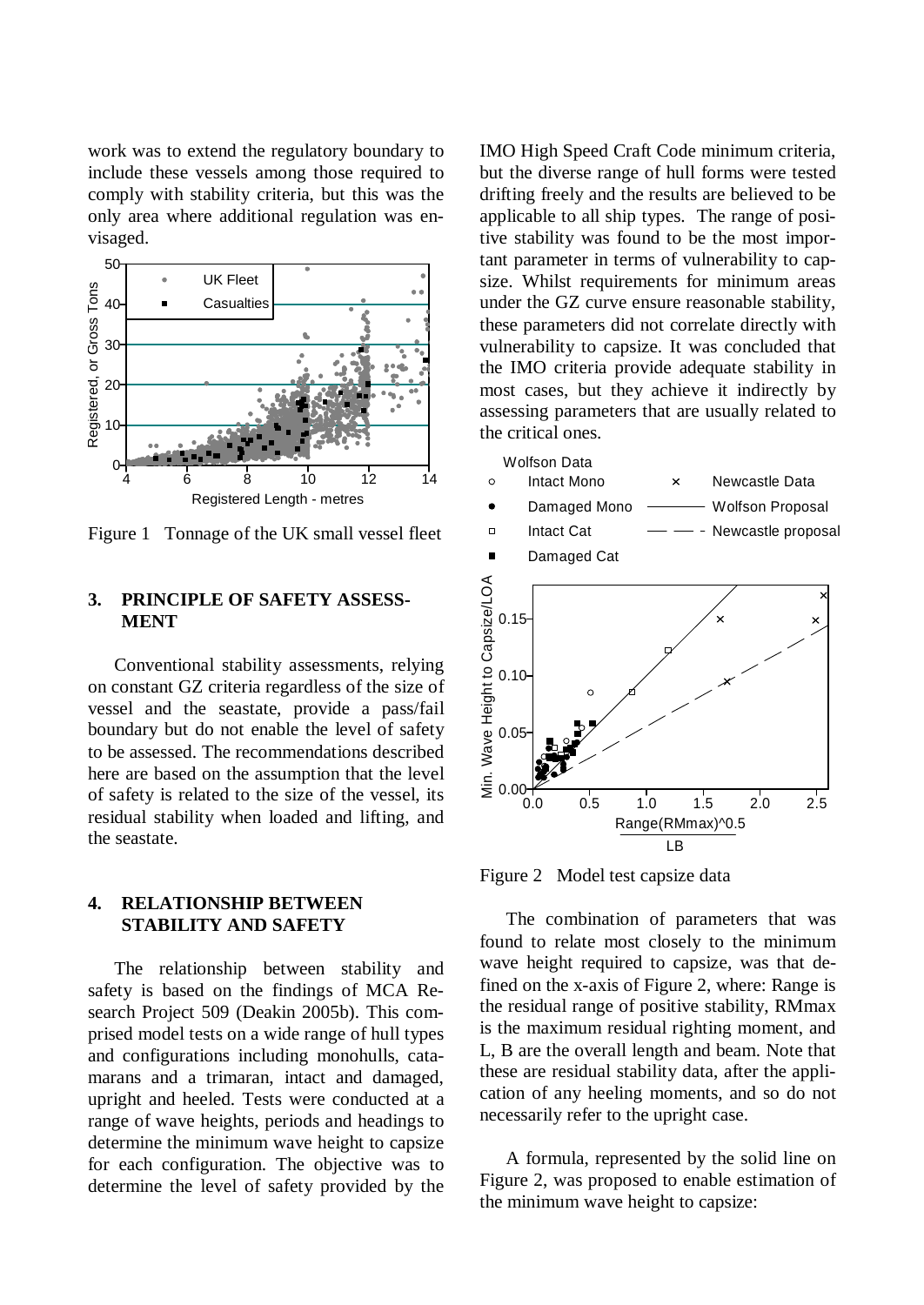work was to extend the regulatory boundary to include these vessels among those required to comply with stability criteria, but this was the only area where additional regulation was envisaged.

Figure 1 Tonnage of the UK small vessel fleet

## 3. PRINCIPLE OF SAFETY ASSESSMENT

Conventional stability assessments, relying on constant GZ criteria regardless of the size of vessel and the seastate, provide a pass/fail boundary but do not enable the level of safety to be assessed. The recommendations described here are based on the assumption that the level of safety is related to the size of the vessel, its residual stability when loaded and lifting, and the seastate.

## 4. RELATIONSHIP BETWEEN STABILITY AND SAFETY

The relationship between stability and safety is based on the findings of MCA Research Project 509 (Deakin 2005b). This comprised model tests on a wide range of hull types and configurations including monohulls, catamarans and a trimaran, intact and damaged, upright and heeled. Tests were conducted at a range of wave heights, periods and headings to determine the minimum wave height to capsize for each configuration. The objective was to determine the level of safety provided by the IMO High Speed Craft Code minimum criteria, but the diverse range of hull forms were tested drifting freely and the results are believed to be applicable to all ship types. The range of positive stability was found to be the most important parameter in terms of vulnerability to capsize. Whilst requirements for minimum areas under the GZ curve ensure reasonable stability, these parameters did not correlate directly with vulnerability to capsize. It was concluded that the IMO criteria provide adequate stability in most cases, but they achieve it indirectly by assessing parameters that are usually related to the critical ones.

Figure 2 Model test capsize data

The combination of parameters that was found to relate most closely to the minimum wave height required to capsize, was that defined on the x-axis of Figure 2, where: Range is the residual range of positive stability, RMmax is the maximum residual righting moment, and L, B are the overall length and beam. Note that these are residual stability data, after the application of any heeling moments, and so do not necessarily refer to the upright case.

A formula, represented by the solid line on Figure 2, was proposed to enable estimation of the minimum wave height to capsize: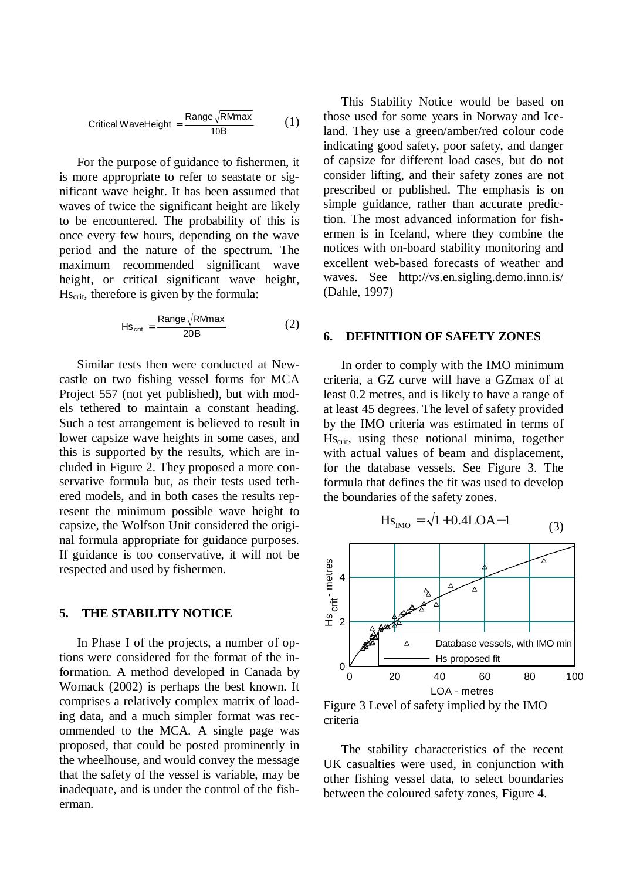$$\text{Critical WaveHeight} = \frac{\text{Range}\sqrt{\text{RMmax}}}{10\text{B}} \quad (1)$$

For the purpose of guidance to fishermen, it is more appropriate to refer to seastate or significant wave height. It has been assumed that waves of twice the significant height are likely to be encountered. The probability of this is once every few hours, depending on the wave period and the nature of the spectrum. The maximum recommended significant wave height, or critical significant wave height, $Hs_{crit}$, therefore is given by the formula:

$$Hs_{crit} = \frac{\text{Range}\sqrt{\text{RMmax}}}{20\text{B}} \quad (2)$$

Similar tests then were conducted at Newcastle on two fishing vessel forms for MCA Project 557 (not yet published), but with models tethered to maintain a constant heading. Such a test arrangement is believed to result in lower capsize wave heights in some cases, and this is supported by the results, which are included in Figure 2. They proposed a more conservative formula but, as their tests used tethered models, and in both cases the results represent the minimum possible wave height to capsize, the Wolfson Unit considered the original formula appropriate for guidance purposes. If guidance is too conservative, it will not be respected and used by fishermen.

## 5. THE STABILITY NOTICE

In Phase I of the projects, a number of options were considered for the format of the information. A method developed in Canada by Womack (2002) is perhaps the best known. It comprises a relatively complex matrix of loading data, and a much simpler format was recommended to the MCA. A single page was proposed, that could be posted prominently in the wheelhouse, and would convey the message that the safety of the vessel is variable, may be inadequate, and is under the control of the fisherman.

This Stability Notice would be based on those used for some years in Norway and Iceland. They use a green/amber/red colour code indicating good safety, poor safety, and danger of capsize for different load cases, but do not consider lifting, and their safety zones are not prescribed or published. The emphasis is on simple guidance, rather than accurate prediction. The most advanced information for fishermen is in Iceland, where they combine the notices with on-board stability monitoring and excellent web-based forecasts of weather and waves. See http://vs.en.sigling.demo.innn.is/ (Dahle, 1997)

## 6. DEFINITION OF SAFETY ZONES

In order to comply with the IMO minimum criteria, a GZ curve will have a GZmax of at least 0.2 metres, and is likely to have a range of at least 45 degrees. The level of safety provided by the IMO criteria was estimated in terms of $Hs_{crit}$, using these notional minima, together with actual values of beam and displacement, for the database vessels. See Figure 3. The formula that defines the fit was used to develop the boundaries of the safety zones.

$$Hs_{IMO} = \sqrt{1 + 0.4\text{LOA}} - 1 \quad (3)$$

Figure 3 Level of safety implied by the IMO criteria

The stability characteristics of the recent UK casualties were used, in conjunction with other fishing vessel data, to select boundaries between the coloured safety zones, Figure 4.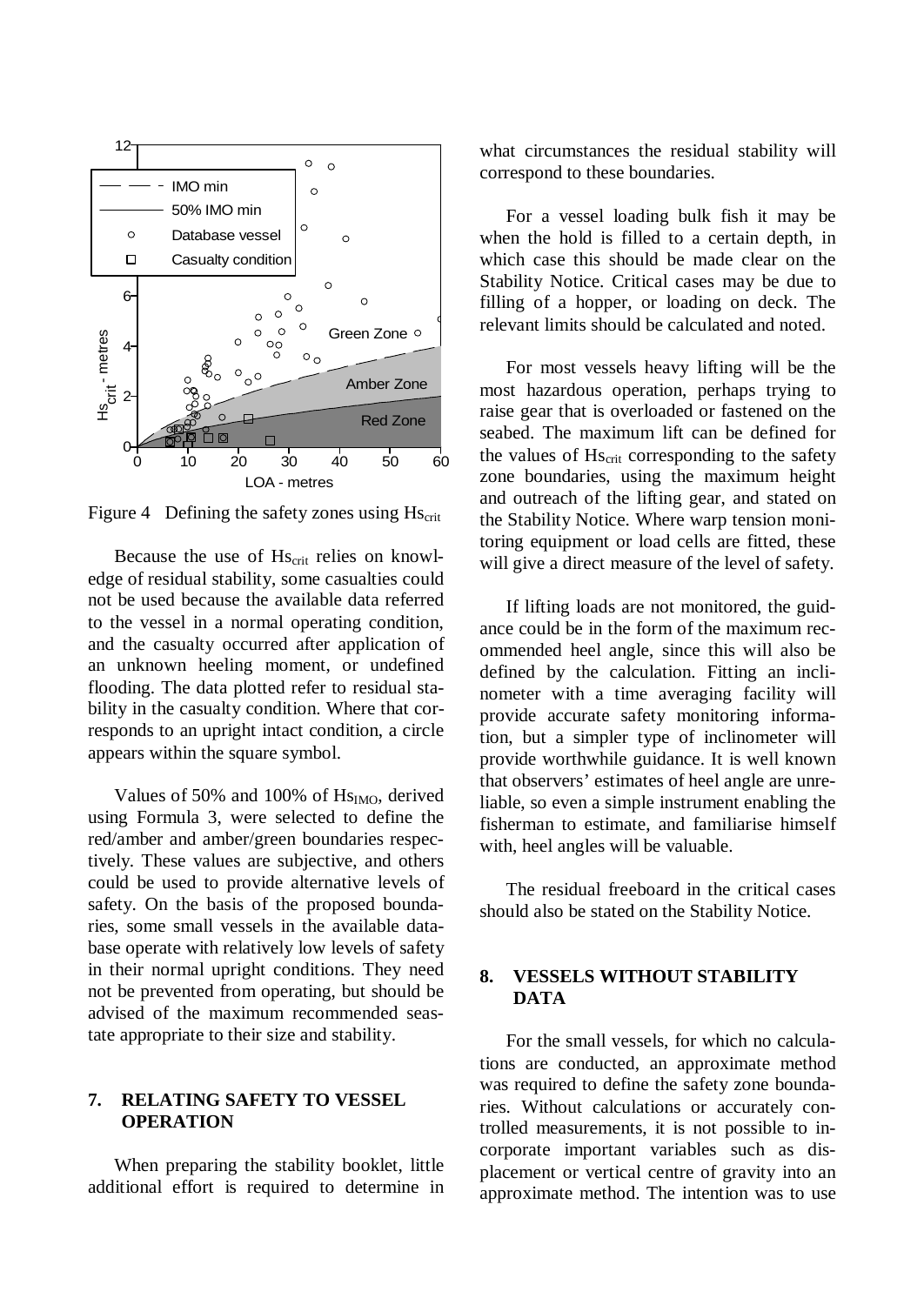Figure 4 Defining the safety zones using $Hs_{crit}$

Because the use of $Hs_{crit}$ relies on knowledge of residual stability, some casualties could not be used because the available data referred to the vessel in a normal operating condition, and the casualty occurred after application of an unknown heeling moment, or undefined flooding. The data plotted refer to residual stability in the casualty condition. Where that corresponds to an upright intact condition, a circle appears within the square symbol.

Values of 50% and 100% of $Hs_{IMO}$, derived using Formula 3, were selected to define the red/amber and amber/green boundaries respectively. These values are subjective, and others could be used to provide alternative levels of safety. On the basis of the proposed boundaries, some small vessels in the available database operate with relatively low levels of safety in their normal upright conditions. They need not be prevented from operating, but should be advised of the maximum recommended seastate appropriate to their size and stability.

## 7. RELATING SAFETY TO VESSEL OPERATION

When preparing the stability booklet, little additional effort is required to determine in what circumstances the residual stability will correspond to these boundaries.

For a vessel loading bulk fish it may be when the hold is filled to a certain depth, in which case this should be made clear on the Stability Notice. Critical cases may be due to filling of a hopper, or loading on deck. The relevant limits should be calculated and noted.

For most vessels heavy lifting will be the most hazardous operation, perhaps trying to raise gear that is overloaded or fastened on the seabed. The maximum lift can be defined for the values of $Hs_{crit}$ corresponding to the safety zone boundaries, using the maximum height and outreach of the lifting gear, and stated on the Stability Notice. Where warp tension monitoring equipment or load cells are fitted, these will give a direct measure of the level of safety.

If lifting loads are not monitored, the guidance could be in the form of the maximum recommended heel angle, since this will also be defined by the calculation. Fitting an inclinometer with a time averaging facility will provide accurate safety monitoring information, but a simpler type of inclinometer will provide worthwhile guidance. It is well known that observers' estimates of heel angle are unreliable, so even a simple instrument enabling the fisherman to estimate, and familiarise himself with, heel angles will be valuable.

The residual freeboard in the critical cases should also be stated on the Stability Notice.

## 8. VESSELS WITHOUT STABILITY DATA

For the small vessels, for which no calculations are conducted, an approximate method was required to define the safety zone boundaries. Without calculations or accurately controlled measurements, it is not possible to incorporate important variables such as displacement or vertical centre of gravity into an approximate method. The intention was to use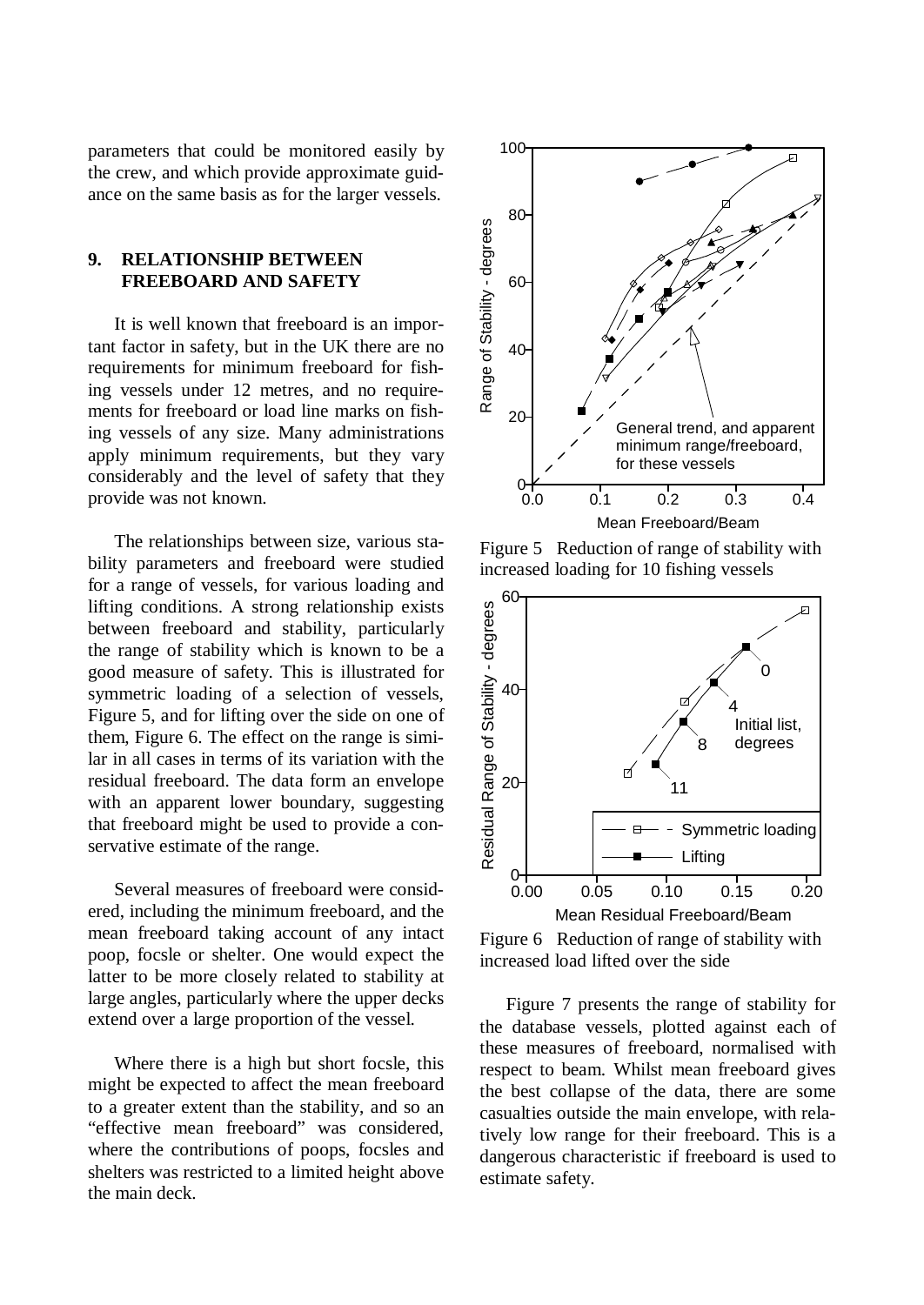parameters that could be monitored easily by the crew, and which provide approximate guidance on the same basis as for the larger vessels.

## 9. RELATIONSHIP BETWEEN FREEBOARD AND SAFETY

It is well known that freeboard is an important factor in safety, but in the UK there are no requirements for minimum freeboard for fishing vessels under 12 metres, and no requirements for freeboard or load line marks on fishing vessels of any size. Many administrations apply minimum requirements, but they vary considerably and the level of safety that they provide was not known.

The relationships between size, various stability parameters and freeboard were studied for a range of vessels, for various loading and lifting conditions. A strong relationship exists between freeboard and stability, particularly the range of stability which is known to be a good measure of safety. This is illustrated for symmetric loading of a selection of vessels, Figure 5, and for lifting over the side on one of them, Figure 6. The effect on the range is similar in all cases in terms of its variation with the residual freeboard. The data form an envelope with an apparent lower boundary, suggesting that freeboard might be used to provide a conservative estimate of the range.

Several measures of freeboard were considered, including the minimum freeboard, and the mean freeboard taking account of any intact poop, focsle or shelter. One would expect the latter to be more closely related to stability at large angles, particularly where the upper decks extend over a large proportion of the vessel.

Where there is a high but short focsle, this might be expected to affect the mean freeboard to a greater extent than the stability, and so an "effective mean freeboard" was considered, where the contributions of poops, focsles and shelters was restricted to a limited height above the main deck.

Figure 5 Reduction of range of stability with increased loading for 10 fishing vessels

Figure 6 Reduction of range of stability with increased load lifted over the side

Figure 7 presents the range of stability for the database vessels, plotted against each of these measures of freeboard, normalised with respect to beam. Whilst mean freeboard gives the best collapse of the data, there are some casualties outside the main envelope, with relatively low range for their freeboard. This is a dangerous characteristic if freeboard is used to estimate safety.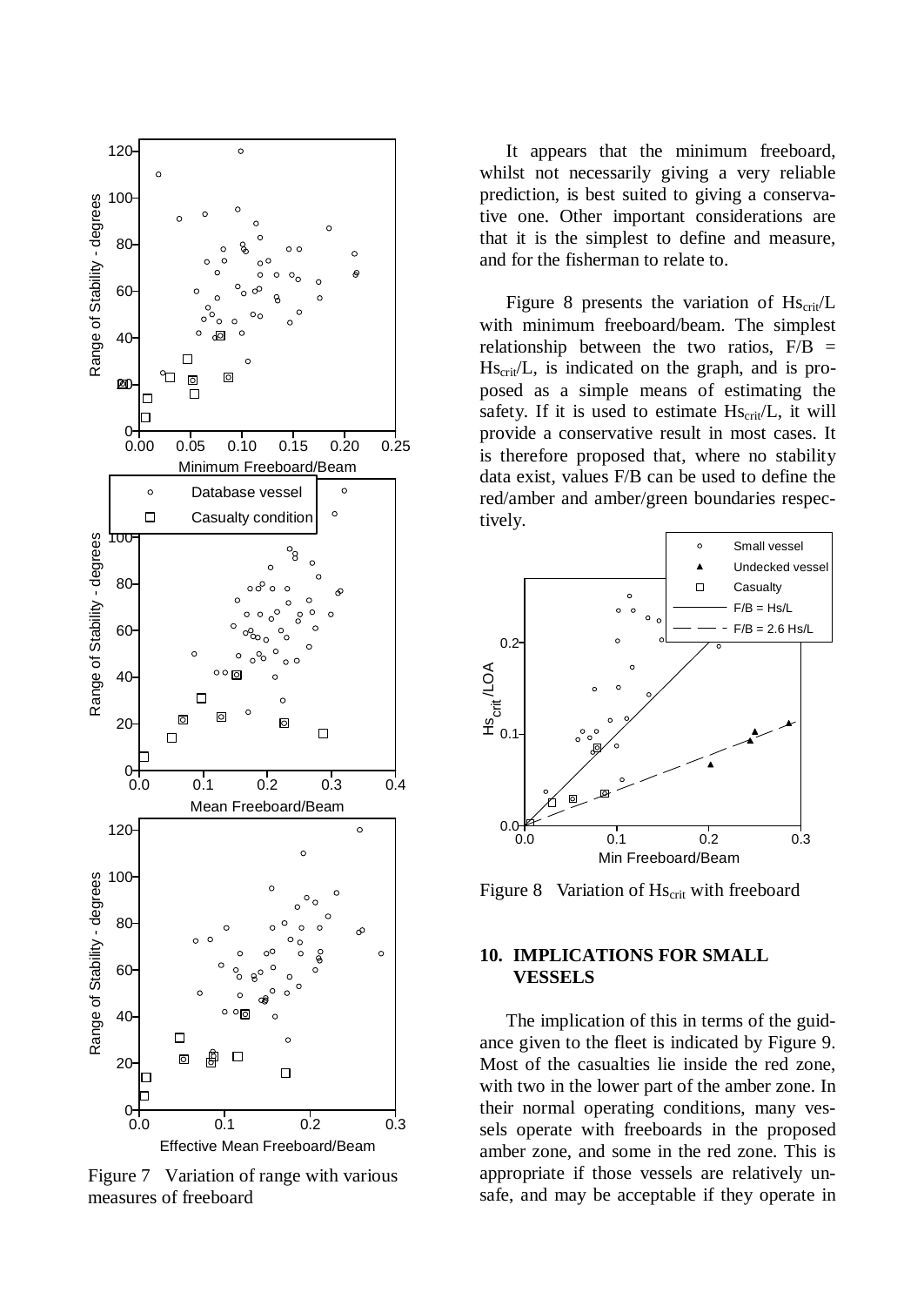Figure 7 Variation of range with various measures of freeboard

It appears that the minimum freeboard, whilst not necessarily giving a very reliable prediction, is best suited to giving a conservative one. Other important considerations are that it is the simplest to define and measure, and for the fisherman to relate to.

Figure 8 presents the variation of $Hs_{crit}/L$ with minimum freeboard/beam. The simplest relationship between the two ratios, $F/B = Hs_{crit}/L$, is indicated on the graph, and is proposed as a simple means of estimating the safety. If it is used to estimate $Hs_{crit}/L$, it will provide a conservative result in most cases. It is therefore proposed that, where no stability data exist, values F/B can be used to define the red/amber and amber/green boundaries respectively.

Figure 8 Variation of $Hs_{crit}$ with freeboard

## 10. IMPLICATIONS FOR SMALL VESSELS

The implication of this in terms of the guidance given to the fleet is indicated by Figure 9. Most of the casualties lie inside the red zone, with two in the lower part of the amber zone. In their normal operating conditions, many vessels operate with freeboards in the proposed amber zone, and some in the red zone. This is appropriate if those vessels are relatively unsafe, and may be acceptable if they operate in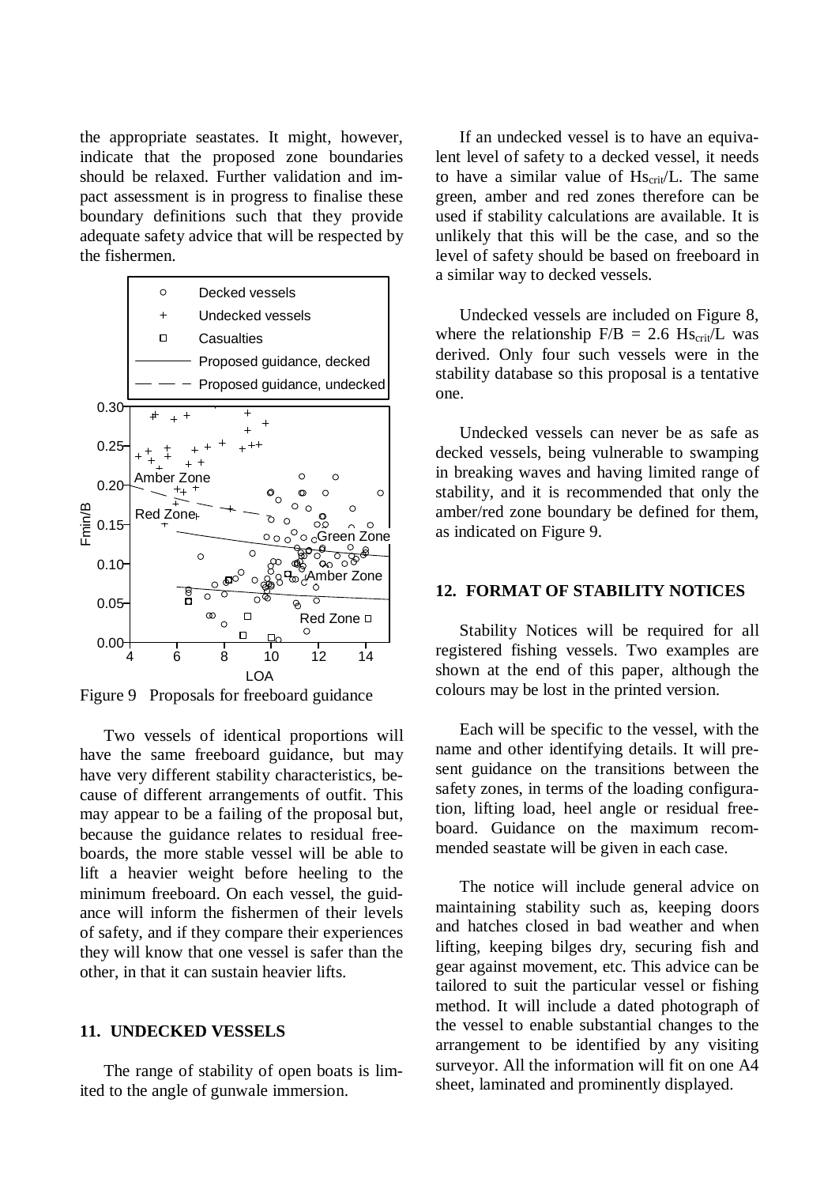the appropriate seastates. It might, however, indicate that the proposed zone boundaries should be relaxed. Further validation and impact assessment is in progress to finalise these boundary definitions such that they provide adequate safety advice that will be respected by the fishermen.

Figure 9 Proposals for freeboard guidance

Two vessels of identical proportions will have the same freeboard guidance, but may have very different stability characteristics, because of different arrangements of outfit. This may appear to be a failing of the proposal but, because the guidance relates to residual freeboards, the more stable vessel will be able to lift a heavier weight before heeling to the minimum freeboard. On each vessel, the guidance will inform the fishermen of their levels of safety, and if they compare their experiences they will know that one vessel is safer than the other, in that it can sustain heavier lifts.

## 11. UNDECKED VESSELS

The range of stability of open boats is limited to the angle of gunwale immersion.

If an undecked vessel is to have an equivalent level of safety to a decked vessel, it needs to have a similar value of $Hs_{crit}/L$. The same green, amber and red zones therefore can be used if stability calculations are available. It is unlikely that this will be the case, and so the level of safety should be based on freeboard in a similar way to decked vessels.

Undecked vessels are included on Figure 8, where the relationship $F/B = 2.6\ Hs_{crit}/L$ was derived. Only four such vessels were in the stability database so this proposal is a tentative one.

Undecked vessels can never be as safe as decked vessels, being vulnerable to swamping in breaking waves and having limited range of stability, and it is recommended that only the amber/red zone boundary be defined for them, as indicated on Figure 9.

## 12. FORMAT OF STABILITY NOTICES

Stability Notices will be required for all registered fishing vessels. Two examples are shown at the end of this paper, although the colours may be lost in the printed version.

Each will be specific to the vessel, with the name and other identifying details. It will present guidance on the transitions between the safety zones, in terms of the loading configuration, lifting load, heel angle or residual freeboard. Guidance on the maximum recommended seastate will be given in each case.

The notice will include general advice on maintaining stability such as, keeping doors and hatches closed in bad weather and when lifting, keeping bilges dry, securing fish and gear against movement, etc. This advice can be tailored to suit the particular vessel or fishing method. It will include a dated photograph of the vessel to enable substantial changes to the arrangement to be identified by any visiting surveyor. All the information will fit on one A4 sheet, laminated and prominently displayed.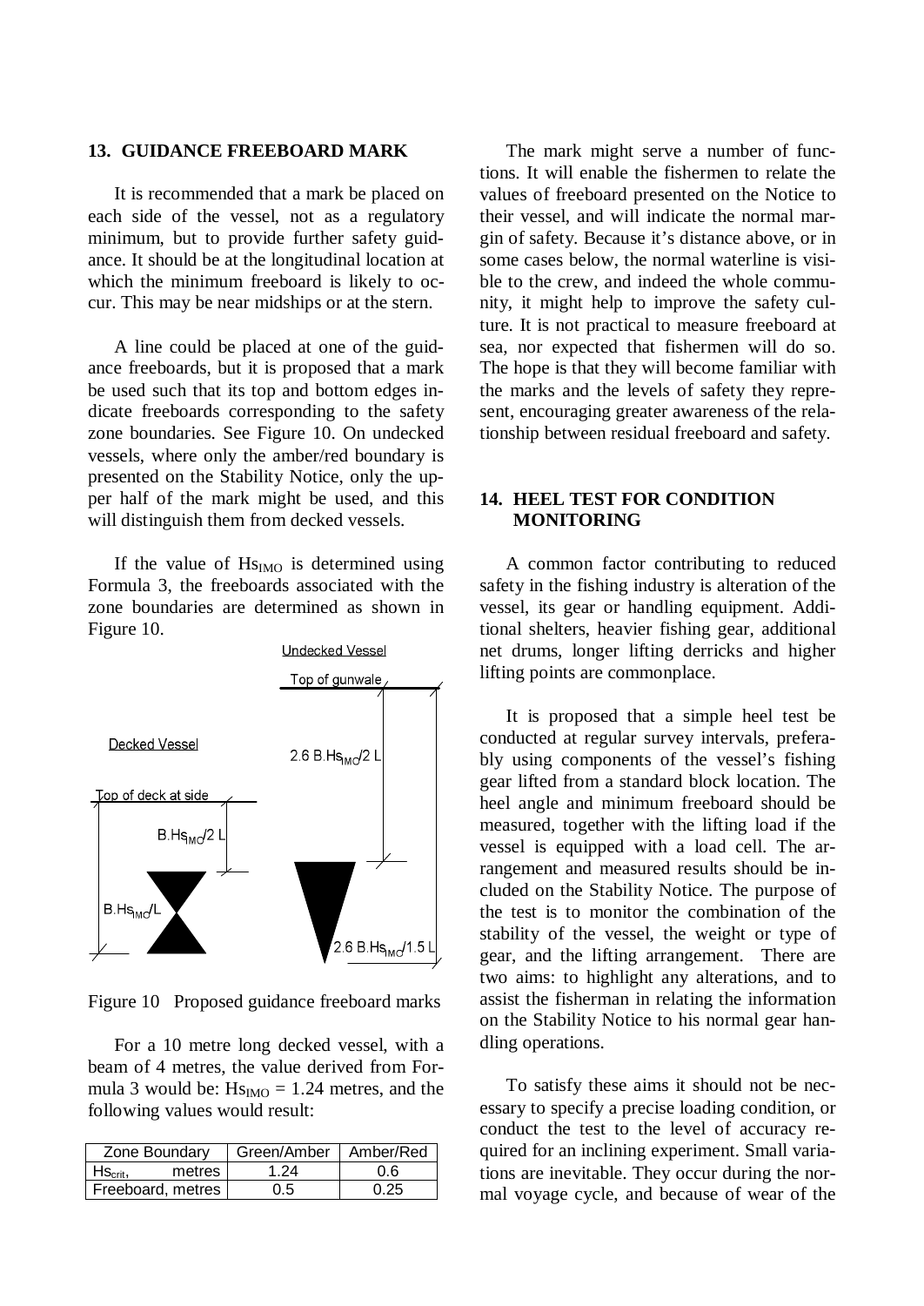## 13. GUIDANCE FREEBOARD MARK

It is recommended that a mark be placed on each side of the vessel, not as a regulatory minimum, but to provide further safety guidance. It should be at the longitudinal location at which the minimum freeboard is likely to occur. This may be near midships or at the stern.

A line could be placed at one of the guidance freeboards, but it is proposed that a mark be used such that its top and bottom edges indicate freeboards corresponding to the safety zone boundaries. See Figure 10. On undecked vessels, where only the amber/red boundary is presented on the Stability Notice, only the upper half of the mark might be used, and this will distinguish them from decked vessels.

If the value of $Hs_{IMO}$ is determined using Formula 3, the freeboards associated with the zone boundaries are determined as shown in Figure 10.

Decked Vessel: Top of deck at side; $B.Hs_{IMO}/2\,L$; $B.Hs_{IMO}/L$

Undecked Vessel: Top of gunwale; $2.6\,B.Hs_{IMO}/2\,L$; $2.6\,B.Hs_{IMO}/1.5\,L$

Figure 10 Proposed guidance freeboard marks

For a 10 metre long decked vessel, with a beam of 4 metres, the value derived from Formula 3 would be: $Hs_{IMO} = 1.24$ metres, and the following values would result:

| Zone Boundary | Green/Amber | Amber/Red |
|---|---|---|
| $Hs_{crit}$, metres | 1.24 | 0.6 |
| Freeboard, metres | 0.5 | 0.25 |

The mark might serve a number of functions. It will enable the fishermen to relate the values of freeboard presented on the Notice to their vessel, and will indicate the normal margin of safety. Because it's distance above, or in some cases below, the normal waterline is visible to the crew, and indeed the whole community, it might help to improve the safety culture. It is not practical to measure freeboard at sea, nor expected that fishermen will do so. The hope is that they will become familiar with the marks and the levels of safety they represent, encouraging greater awareness of the relationship between residual freeboard and safety.

## 14. HEEL TEST FOR CONDITION MONITORING

A common factor contributing to reduced safety in the fishing industry is alteration of the vessel, its gear or handling equipment. Additional shelters, heavier fishing gear, additional net drums, longer lifting derricks and higher lifting points are commonplace.

It is proposed that a simple heel test be conducted at regular survey intervals, preferably using components of the vessel's fishing gear lifted from a standard block location. The heel angle and minimum freeboard should be measured, together with the lifting load if the vessel is equipped with a load cell. The arrangement and measured results should be included on the Stability Notice. The purpose of the test is to monitor the combination of the stability of the vessel, the weight or type of gear, and the lifting arrangement. There are two aims: to highlight any alterations, and to assist the fisherman in relating the information on the Stability Notice to his normal gear handling operations.

To satisfy these aims it should not be necessary to specify a precise loading condition, or conduct the test to the level of accuracy required for an inclining experiment. Small variations are inevitable. They occur during the normal voyage cycle, and because of wear of the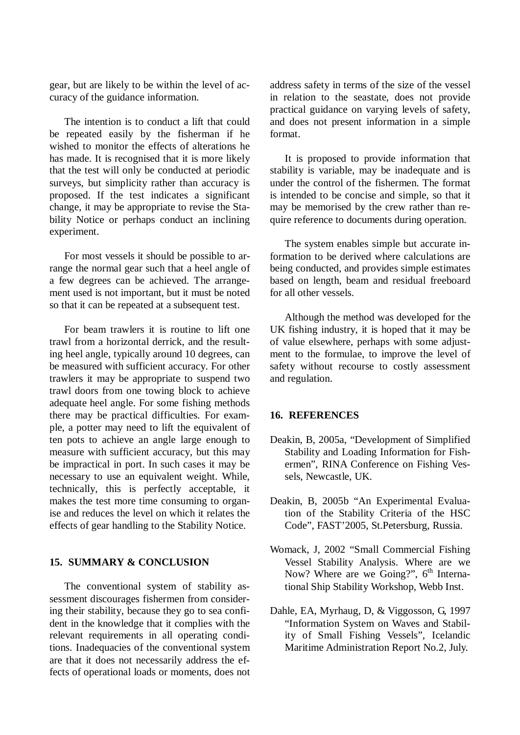gear, but are likely to be within the level of accuracy of the guidance information.

The intention is to conduct a lift that could be repeated easily by the fisherman if he wished to monitor the effects of alterations he has made. It is recognised that it is more likely that the test will only be conducted at periodic surveys, but simplicity rather than accuracy is proposed. If the test indicates a significant change, it may be appropriate to revise the Stability Notice or perhaps conduct an inclining experiment.

For most vessels it should be possible to arrange the normal gear such that a heel angle of a few degrees can be achieved. The arrangement used is not important, but it must be noted so that it can be repeated at a subsequent test.

For beam trawlers it is routine to lift one trawl from a horizontal derrick, and the resulting heel angle, typically around 10 degrees, can be measured with sufficient accuracy. For other trawlers it may be appropriate to suspend two trawl doors from one towing block to achieve adequate heel angle. For some fishing methods there may be practical difficulties. For example, a potter may need to lift the equivalent of ten pots to achieve an angle large enough to measure with sufficient accuracy, but this may be impractical in port. In such cases it may be necessary to use an equivalent weight. While, technically, this is perfectly acceptable, it makes the test more time consuming to organise and reduces the level on which it relates the effects of gear handling to the Stability Notice.

## 15. SUMMARY & CONCLUSION

The conventional system of stability assessment discourages fishermen from considering their stability, because they go to sea confident in the knowledge that it complies with the relevant requirements in all operating conditions. Inadequacies of the conventional system are that it does not necessarily address the effects of operational loads or moments, does not address safety in terms of the size of the vessel in relation to the seastate, does not provide practical guidance on varying levels of safety, and does not present information in a simple format.

It is proposed to provide information that stability is variable, may be inadequate and is under the control of the fishermen. The format is intended to be concise and simple, so that it may be memorised by the crew rather than require reference to documents during operation.

The system enables simple but accurate information to be derived where calculations are being conducted, and provides simple estimates based on length, beam and residual freeboard for all other vessels.

Although the method was developed for the UK fishing industry, it is hoped that it may be of value elsewhere, perhaps with some adjustment to the formulae, to improve the level of safety without recourse to costly assessment and regulation.

## 16. REFERENCES

Deakin, B, 2005a, "Development of Simplified Stability and Loading Information for Fishermen", RINA Conference on Fishing Vessels, Newcastle, UK.

Deakin, B, 2005b "An Experimental Evaluation of the Stability Criteria of the HSC Code", FAST'2005, St.Petersburg, Russia.

Womack, J, 2002 "Small Commercial Fishing Vessel Stability Analysis. Where are we Now? Where are we Going?", 6th International Ship Stability Workshop, Webb Inst.

Dahle, EA, Myrhaug, D, & Viggosson, G, 1997 "Information System on Waves and Stability of Small Fishing Vessels", Icelandic Maritime Administration Report No.2, July.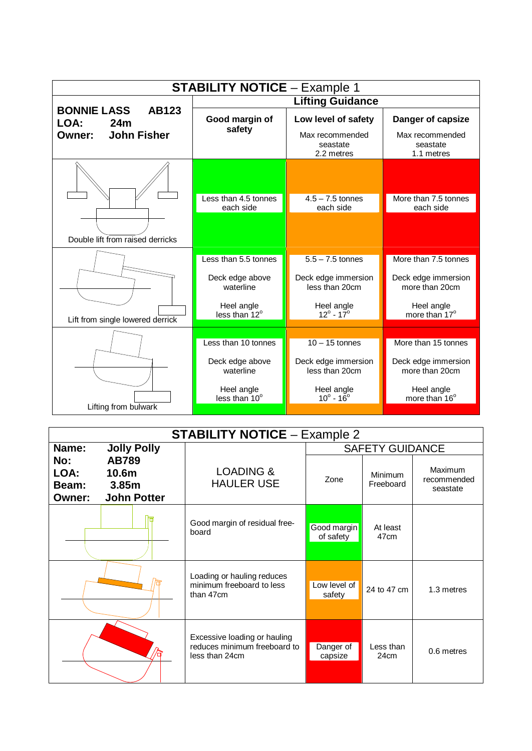## STABILITY NOTICE – Example 1

| **BONNIE LASS AB123**<br>**LOA: 24m**<br>**Owner: John Fisher** | **Lifting Guidance** | | |
|---|---|---|---|
| | **Good margin of safety** | **Low level of safety**<br>Max recommended seastate 2.2 metres | **Danger of capsize**<br>Max recommended seastate 1.1 metres |
| Double lift from raised derricks | Less than 4.5 tonnes each side | 4.5 – 7.5 tonnes each side | More than 7.5 tonnes each side |
| Lift from single lowered derrick | Less than 5.5 tonnes<br>Deck edge above waterline<br>Heel angle less than 12° | 5.5 – 7.5 tonnes<br>Deck edge immersion less than 20cm<br>Heel angle 12° - 17° | More than 7.5 tonnes<br>Deck edge immersion more than 20cm<br>Heel angle more than 17° |
| Lifting from bulwark | Less than 10 tonnes<br>Deck edge above waterline<br>Heel angle less than 10° | 10 – 15 tonnes<br>Deck edge immersion less than 20cm<br>Heel angle 10° - 16° | More than 15 tonnes<br>Deck edge immersion more than 20cm<br>Heel angle more than 16° |

## STABILITY NOTICE – Example 2

| **Name: Jolly Polly**<br>**No: AB789**<br>**LOA: 10.6m**<br>**Beam: 3.85m**<br>**Owner: John Potter** | LOADING & HAULER USE | SAFETY GUIDANCE | | |
|---|---|---|---|---|
| | | Zone | Minimum Freeboard | Maximum recommended seastate |
| | Good margin of residual free-board | Good margin of safety | At least 47cm | |
| | Loading or hauling reduces minimum freeboard to less than 47cm | Low level of safety | 24 to 47 cm | 1.3 metres |
| | Excessive loading or hauling reduces minimum freeboard to less than 24cm | Danger of capsize | Less than 24cm | 0.6 metres |